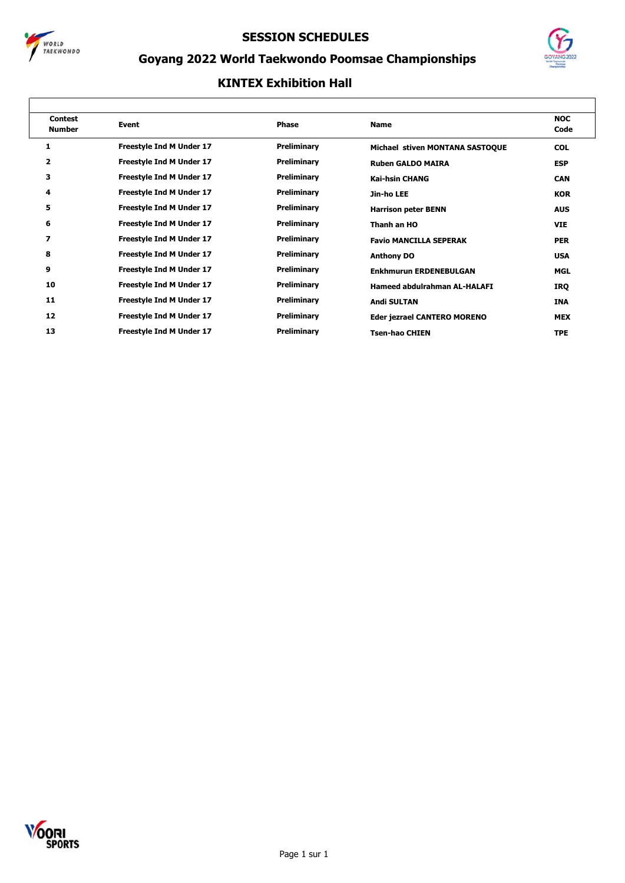# SESSION SCHEDULES

## Goyang 2022 World Taekwondo Poomsae Championships

## KINTEX Exhibition Hall

| Contest Number | Event | Phase | Name | NOC Code |
|---|---|---|---|---|
| 1 | Freestyle Ind M Under 17 | Preliminary | Michael stiven MONTANA SASTOQUE | COL |
| 2 | Freestyle Ind M Under 17 | Preliminary | Ruben GALDO MAIRA | ESP |
| 3 | Freestyle Ind M Under 17 | Preliminary | Kai-hsin CHANG | CAN |
| 4 | Freestyle Ind M Under 17 | Preliminary | Jin-ho LEE | KOR |
| 5 | Freestyle Ind M Under 17 | Preliminary | Harrison peter BENN | AUS |
| 6 | Freestyle Ind M Under 17 | Preliminary | Thanh an HO | VIE |
| 7 | Freestyle Ind M Under 17 | Preliminary | Favio MANCILLA SEPERAK | PER |
| 8 | Freestyle Ind M Under 17 | Preliminary | Anthony DO | USA |
| 9 | Freestyle Ind M Under 17 | Preliminary | Enkhmurun ERDENEBULGAN | MGL |
| 10 | Freestyle Ind M Under 17 | Preliminary | Hameed abdulrahman AL-HALAFI | IRQ |
| 11 | Freestyle Ind M Under 17 | Preliminary | Andi SULTAN | INA |
| 12 | Freestyle Ind M Under 17 | Preliminary | Eder jezrael CANTERO MORENO | MEX |
| 13 | Freestyle Ind M Under 17 | Preliminary | Tsen-hao CHIEN | TPE |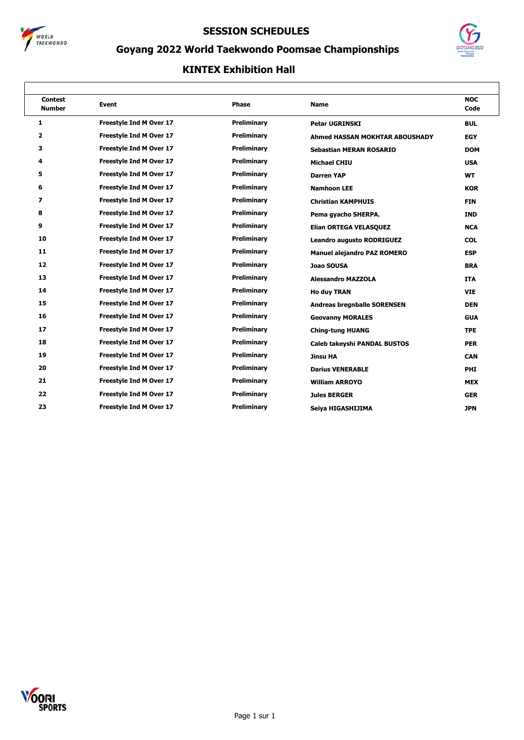# SESSION SCHEDULES

## Goyang 2022 World Taekwondo Poomsae Championships

### KINTEX Exhibition Hall

| Contest Number | Event | Phase | Name | NOC Code |
|---|---|---|---|---|
| 1 | Freestyle Ind M Over 17 | Preliminary | Petar UGRINSKI | BUL |
| 2 | Freestyle Ind M Over 17 | Preliminary | Ahmed HASSAN MOKHTAR ABOUSHADY | EGY |
| 3 | Freestyle Ind M Over 17 | Preliminary | Sebastian MERAN ROSARIO | DOM |
| 4 | Freestyle Ind M Over 17 | Preliminary | Michael CHIU | USA |
| 5 | Freestyle Ind M Over 17 | Preliminary | Darren YAP | WT |
| 6 | Freestyle Ind M Over 17 | Preliminary | Namhoon LEE | KOR |
| 7 | Freestyle Ind M Over 17 | Preliminary | Christian KAMPHUIS | FIN |
| 8 | Freestyle Ind M Over 17 | Preliminary | Pema gyacho SHERPA. | IND |
| 9 | Freestyle Ind M Over 17 | Preliminary | Elian ORTEGA VELASQUEZ | NCA |
| 10 | Freestyle Ind M Over 17 | Preliminary | Leandro augusto RODRIGUEZ | COL |
| 11 | Freestyle Ind M Over 17 | Preliminary | Manuel alejandro PAZ ROMERO | ESP |
| 12 | Freestyle Ind M Over 17 | Preliminary | Joao SOUSA | BRA |
| 13 | Freestyle Ind M Over 17 | Preliminary | Alessandro MAZZOLA | ITA |
| 14 | Freestyle Ind M Over 17 | Preliminary | Ho duy TRAN | VIE |
| 15 | Freestyle Ind M Over 17 | Preliminary | Andreas bregnballe SORENSEN | DEN |
| 16 | Freestyle Ind M Over 17 | Preliminary | Geovanny MORALES | GUA |
| 17 | Freestyle Ind M Over 17 | Preliminary | Ching-tung HUANG | TPE |
| 18 | Freestyle Ind M Over 17 | Preliminary | Caleb takeyshi PANDAL BUSTOS | PER |
| 19 | Freestyle Ind M Over 17 | Preliminary | Jinsu HA | CAN |
| 20 | Freestyle Ind M Over 17 | Preliminary | Darius VENERABLE | PHI |
| 21 | Freestyle Ind M Over 17 | Preliminary | William ARROYO | MEX |
| 22 | Freestyle Ind M Over 17 | Preliminary | Jules BERGER | GER |
| 23 | Freestyle Ind M Over 17 | Preliminary | Seiya HIGASHIJIMA | JPN |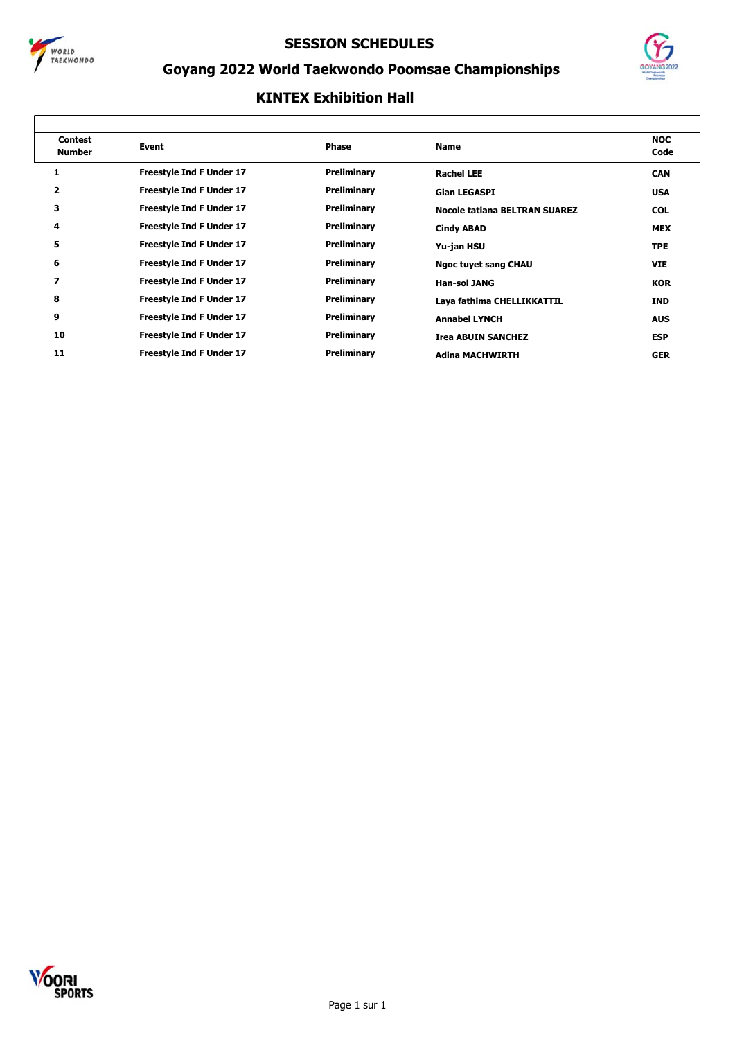# SESSION SCHEDULES

## Goyang 2022 World Taekwondo Poomsae Championships

### KINTEX Exhibition Hall

| Contest Number | Event | Phase | Name | NOC Code |
|---|---|---|---|---|
| 1 | Freestyle Ind F Under 17 | Preliminary | Rachel LEE | CAN |
| 2 | Freestyle Ind F Under 17 | Preliminary | Gian LEGASPI | USA |
| 3 | Freestyle Ind F Under 17 | Preliminary | Nocole tatiana BELTRAN SUAREZ | COL |
| 4 | Freestyle Ind F Under 17 | Preliminary | Cindy ABAD | MEX |
| 5 | Freestyle Ind F Under 17 | Preliminary | Yu-jan HSU | TPE |
| 6 | Freestyle Ind F Under 17 | Preliminary | Ngoc tuyet sang CHAU | VIE |
| 7 | Freestyle Ind F Under 17 | Preliminary | Han-sol JANG | KOR |
| 8 | Freestyle Ind F Under 17 | Preliminary | Laya fathima CHELLIKKATTIL | IND |
| 9 | Freestyle Ind F Under 17 | Preliminary | Annabel LYNCH | AUS |
| 10 | Freestyle Ind F Under 17 | Preliminary | Irea ABUIN SANCHEZ | ESP |
| 11 | Freestyle Ind F Under 17 | Preliminary | Adina MACHWIRTH | GER |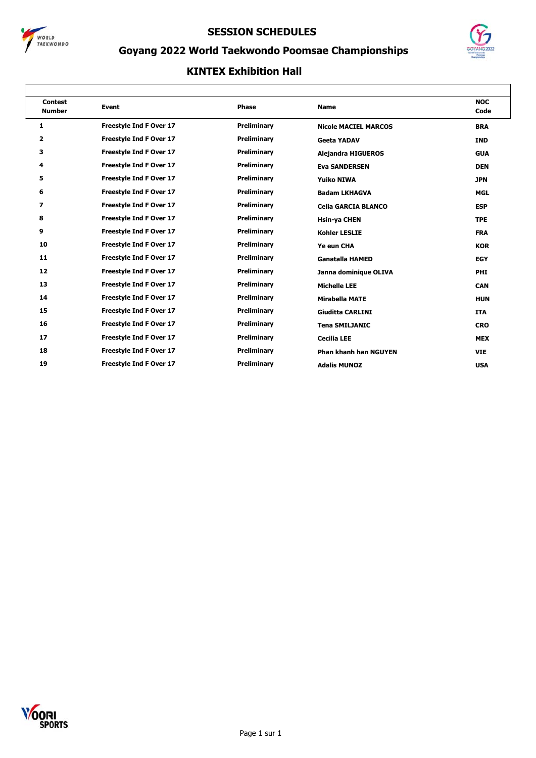# SESSION SCHEDULES

## Goyang 2022 World Taekwondo Poomsae Championships

### KINTEX Exhibition Hall

| Contest Number | Event | Phase | Name | NOC Code |
|---|---|---|---|---|
| 1 | Freestyle Ind F Over 17 | Preliminary | Nicole MACIEL MARCOS | BRA |
| 2 | Freestyle Ind F Over 17 | Preliminary | Geeta YADAV | IND |
| 3 | Freestyle Ind F Over 17 | Preliminary | Alejandra HIGUEROS | GUA |
| 4 | Freestyle Ind F Over 17 | Preliminary | Eva SANDERSEN | DEN |
| 5 | Freestyle Ind F Over 17 | Preliminary | Yuiko NIWA | JPN |
| 6 | Freestyle Ind F Over 17 | Preliminary | Badam LKHAGVA | MGL |
| 7 | Freestyle Ind F Over 17 | Preliminary | Celia GARCIA BLANCO | ESP |
| 8 | Freestyle Ind F Over 17 | Preliminary | Hsin-ya CHEN | TPE |
| 9 | Freestyle Ind F Over 17 | Preliminary | Kohler LESLIE | FRA |
| 10 | Freestyle Ind F Over 17 | Preliminary | Ye eun CHA | KOR |
| 11 | Freestyle Ind F Over 17 | Preliminary | Ganatalla HAMED | EGY |
| 12 | Freestyle Ind F Over 17 | Preliminary | Janna dominique OLIVA | PHI |
| 13 | Freestyle Ind F Over 17 | Preliminary | Michelle LEE | CAN |
| 14 | Freestyle Ind F Over 17 | Preliminary | Mirabella MATE | HUN |
| 15 | Freestyle Ind F Over 17 | Preliminary | Giuditta CARLINI | ITA |
| 16 | Freestyle Ind F Over 17 | Preliminary | Tena SMILJANIC | CRO |
| 17 | Freestyle Ind F Over 17 | Preliminary | Cecilia LEE | MEX |
| 18 | Freestyle Ind F Over 17 | Preliminary | Phan khanh han NGUYEN | VIE |
| 19 | Freestyle Ind F Over 17 | Preliminary | Adalis MUNOZ | USA |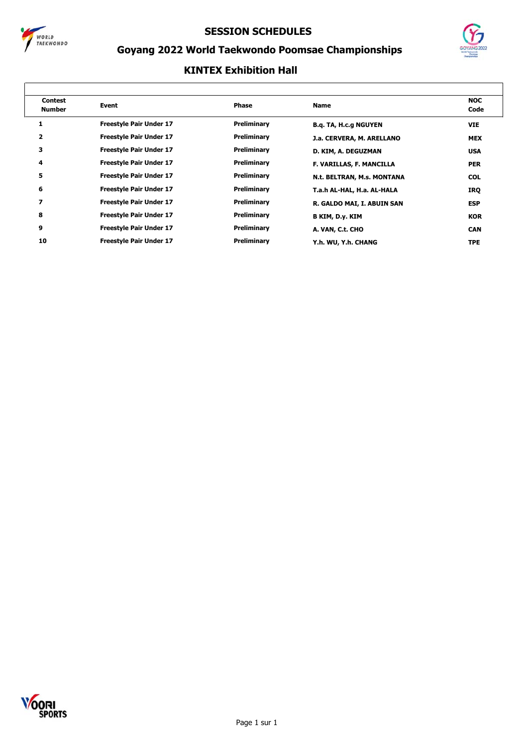# SESSION SCHEDULES

## Goyang 2022 World Taekwondo Poomsae Championships

### KINTEX Exhibition Hall

| Contest Number | Event | Phase | Name | NOC Code |
|---|---|---|---|---|
| 1 | Freestyle Pair Under 17 | Preliminary | B.q. TA, H.c.g NGUYEN | VIE |
| 2 | Freestyle Pair Under 17 | Preliminary | J.a. CERVERA, M. ARELLANO | MEX |
| 3 | Freestyle Pair Under 17 | Preliminary | D. KIM, A. DEGUZMAN | USA |
| 4 | Freestyle Pair Under 17 | Preliminary | F. VARILLAS, F. MANCILLA | PER |
| 5 | Freestyle Pair Under 17 | Preliminary | N.t. BELTRAN, M.s. MONTANA | COL |
| 6 | Freestyle Pair Under 17 | Preliminary | T.a.h AL-HAL, H.a. AL-HALA | IRQ |
| 7 | Freestyle Pair Under 17 | Preliminary | R. GALDO MAI, I. ABUIN SAN | ESP |
| 8 | Freestyle Pair Under 17 | Preliminary | B KIM, D.y. KIM | KOR |
| 9 | Freestyle Pair Under 17 | Preliminary | A. VAN, C.t. CHO | CAN |
| 10 | Freestyle Pair Under 17 | Preliminary | Y.h. WU, Y.h. CHANG | TPE |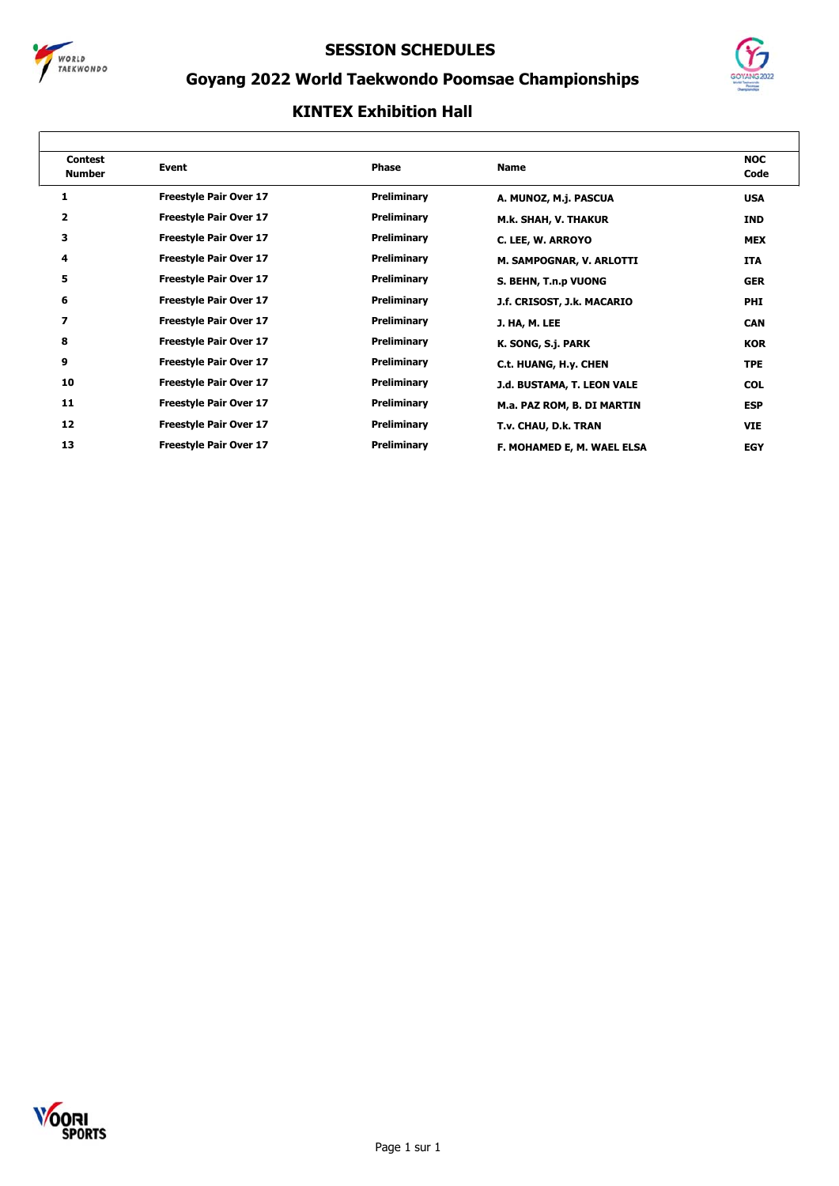# SESSION SCHEDULES

## Goyang 2022 World Taekwondo Poomsae Championships

### KINTEX Exhibition Hall

| Contest Number | Event | Phase | Name | NOC Code |
|---|---|---|---|---|
| 1 | Freestyle Pair Over 17 | Preliminary | A. MUNOZ, M.j. PASCUA | USA |
| 2 | Freestyle Pair Over 17 | Preliminary | M.k. SHAH, V. THAKUR | IND |
| 3 | Freestyle Pair Over 17 | Preliminary | C. LEE, W. ARROYO | MEX |
| 4 | Freestyle Pair Over 17 | Preliminary | M. SAMPOGNAR, V. ARLOTTI | ITA |
| 5 | Freestyle Pair Over 17 | Preliminary | S. BEHN, T.n.p VUONG | GER |
| 6 | Freestyle Pair Over 17 | Preliminary | J.f. CRISOST, J.k. MACARIO | PHI |
| 7 | Freestyle Pair Over 17 | Preliminary | J. HA, M. LEE | CAN |
| 8 | Freestyle Pair Over 17 | Preliminary | K. SONG, S.j. PARK | KOR |
| 9 | Freestyle Pair Over 17 | Preliminary | C.t. HUANG, H.y. CHEN | TPE |
| 10 | Freestyle Pair Over 17 | Preliminary | J.d. BUSTAMA, T. LEON VALE | COL |
| 11 | Freestyle Pair Over 17 | Preliminary | M.a. PAZ ROM, B. DI MARTIN | ESP |
| 12 | Freestyle Pair Over 17 | Preliminary | T.v. CHAU, D.k. TRAN | VIE |
| 13 | Freestyle Pair Over 17 | Preliminary | F. MOHAMED E, M. WAEL ELSA | EGY |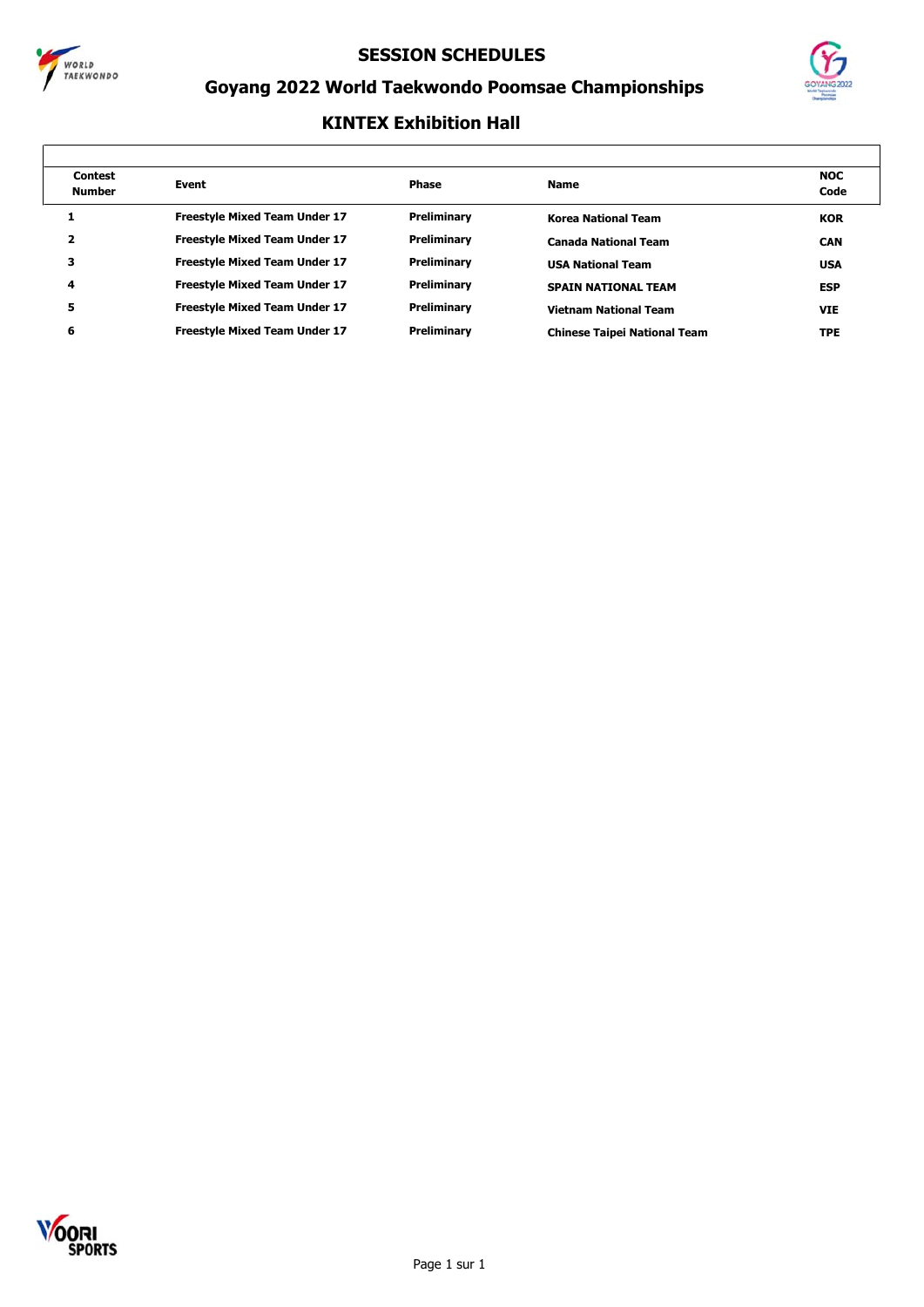# SESSION SCHEDULES

## Goyang 2022 World Taekwondo Poomsae Championships

### KINTEX Exhibition Hall

| Contest Number | Event | Phase | Name | NOC Code |
|---|---|---|---|---|
| 1 | Freestyle Mixed Team Under 17 | Preliminary | Korea National Team | KOR |
| 2 | Freestyle Mixed Team Under 17 | Preliminary | Canada National Team | CAN |
| 3 | Freestyle Mixed Team Under 17 | Preliminary | USA National Team | USA |
| 4 | Freestyle Mixed Team Under 17 | Preliminary | SPAIN NATIONAL TEAM | ESP |
| 5 | Freestyle Mixed Team Under 17 | Preliminary | Vietnam National Team | VIE |
| 6 | Freestyle Mixed Team Under 17 | Preliminary | Chinese Taipei National Team | TPE |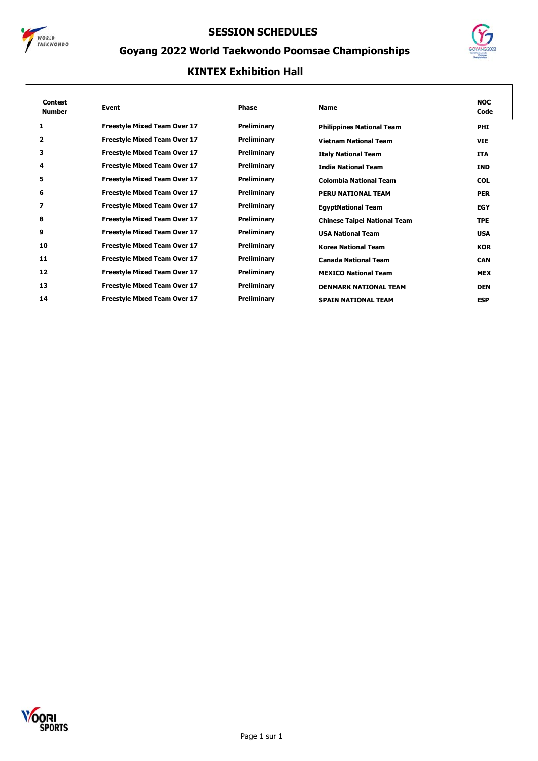# SESSION SCHEDULES

## Goyang 2022 World Taekwondo Poomsae Championships

### KINTEX Exhibition Hall

| Contest Number | Event | Phase | Name | NOC Code |
|---|---|---|---|---|
| 1 | Freestyle Mixed Team Over 17 | Preliminary | Philippines National Team | PHI |
| 2 | Freestyle Mixed Team Over 17 | Preliminary | Vietnam National Team | VIE |
| 3 | Freestyle Mixed Team Over 17 | Preliminary | Italy National Team | ITA |
| 4 | Freestyle Mixed Team Over 17 | Preliminary | India National Team | IND |
| 5 | Freestyle Mixed Team Over 17 | Preliminary | Colombia National Team | COL |
| 6 | Freestyle Mixed Team Over 17 | Preliminary | PERU NATIONAL TEAM | PER |
| 7 | Freestyle Mixed Team Over 17 | Preliminary | EgyptNational Team | EGY |
| 8 | Freestyle Mixed Team Over 17 | Preliminary | Chinese Taipei National Team | TPE |
| 9 | Freestyle Mixed Team Over 17 | Preliminary | USA National Team | USA |
| 10 | Freestyle Mixed Team Over 17 | Preliminary | Korea National Team | KOR |
| 11 | Freestyle Mixed Team Over 17 | Preliminary | Canada National Team | CAN |
| 12 | Freestyle Mixed Team Over 17 | Preliminary | MEXICO National Team | MEX |
| 13 | Freestyle Mixed Team Over 17 | Preliminary | DENMARK NATIONAL TEAM | DEN |
| 14 | Freestyle Mixed Team Over 17 | Preliminary | SPAIN NATIONAL TEAM | ESP |